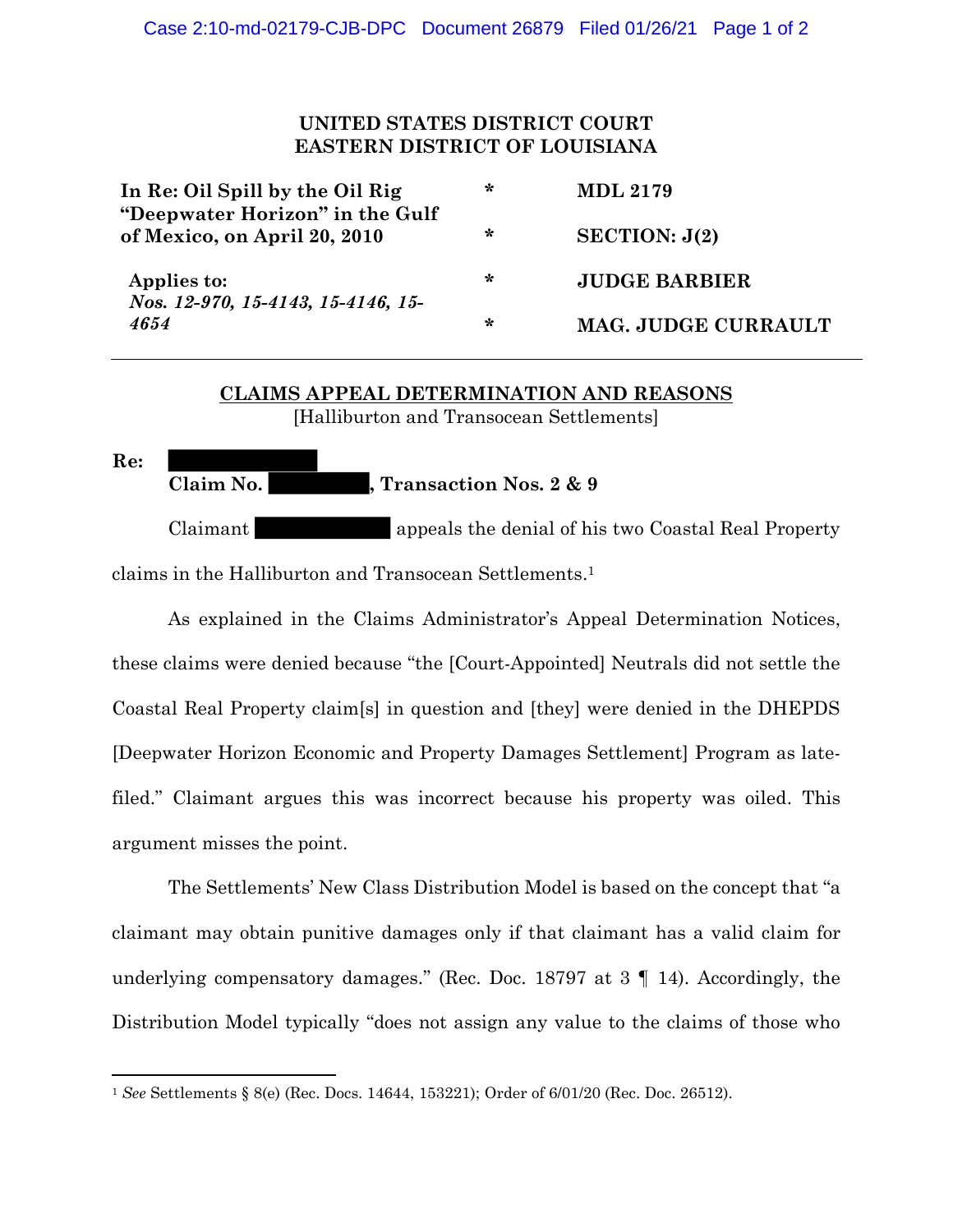**UNITED STATES DISTRICT COURT**
**EASTERN DISTRICT OF LOUISIANA**

| | | |
|---|---|---|
| **In Re: Oil Spill by the Oil Rig "Deepwater Horizon" in the Gulf of Mexico, on April 20, 2010** | * | **MDL 2179** |
| | * | **SECTION: J(2)** |
| **Applies to:** *Nos. 12-970, 15-4143, 15-4146, 15-4654* | * | **JUDGE BARBIER** |
| | * | **MAG. JUDGE CURRAULT** |

## CLAIMS APPEAL DETERMINATION AND REASONS

[Halliburton and Transocean Settlements]

**Re:** [REDACTED]
**Claim No. [REDACTED], Transaction Nos. 2 & 9**

Claimant [REDACTED] appeals the denial of his two Coastal Real Property claims in the Halliburton and Transocean Settlements.[1]

As explained in the Claims Administrator's Appeal Determination Notices, these claims were denied because "the [Court-Appointed] Neutrals did not settle the Coastal Real Property claim[s] in question and [they] were denied in the DHEPDS [Deepwater Horizon Economic and Property Damages Settlement] Program as late-filed." Claimant argues this was incorrect because his property was oiled. This argument misses the point.

The Settlements' New Class Distribution Model is based on the concept that "a claimant may obtain punitive damages only if that claimant has a valid claim for underlying compensatory damages." (Rec. Doc. 18797 at 3 ¶ 14). Accordingly, the Distribution Model typically "does not assign any value to the claims of those who

---

[1] *See* Settlements § 8(e) (Rec. Docs. 14644, 153221); Order of 6/01/20 (Rec. Doc. 26512).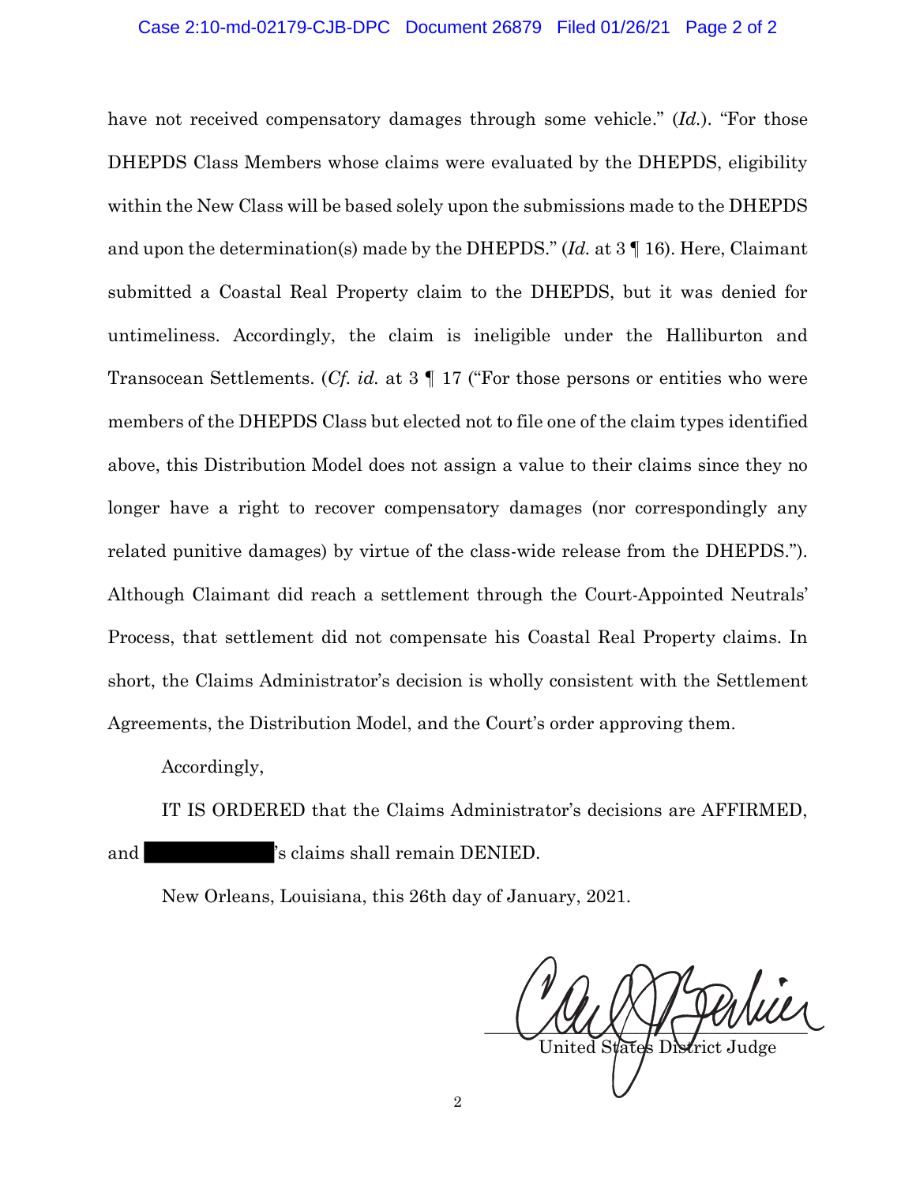have not received compensatory damages through some vehicle." (*Id.*). "For those DHEPDS Class Members whose claims were evaluated by the DHEPDS, eligibility within the New Class will be based solely upon the submissions made to the DHEPDS and upon the determination(s) made by the DHEPDS." (*Id.* at 3 ¶ 16). Here, Claimant submitted a Coastal Real Property claim to the DHEPDS, but it was denied for untimeliness. Accordingly, the claim is ineligible under the Halliburton and Transocean Settlements. (*Cf. id.* at 3 ¶ 17 ("For those persons or entities who were members of the DHEPDS Class but elected not to file one of the claim types identified above, this Distribution Model does not assign a value to their claims since they no longer have a right to recover compensatory damages (nor correspondingly any related punitive damages) by virtue of the class-wide release from the DHEPDS."). Although Claimant did reach a settlement through the Court-Appointed Neutrals' Process, that settlement did not compensate his Coastal Real Property claims. In short, the Claims Administrator's decision is wholly consistent with the Settlement Agreements, the Distribution Model, and the Court's order approving them.

Accordingly,

IT IS ORDERED that the Claims Administrator's decisions are AFFIRMED, and [REDACTED]'s claims shall remain DENIED.

New Orleans, Louisiana, this 26th day of January, 2021.

United States District Judge